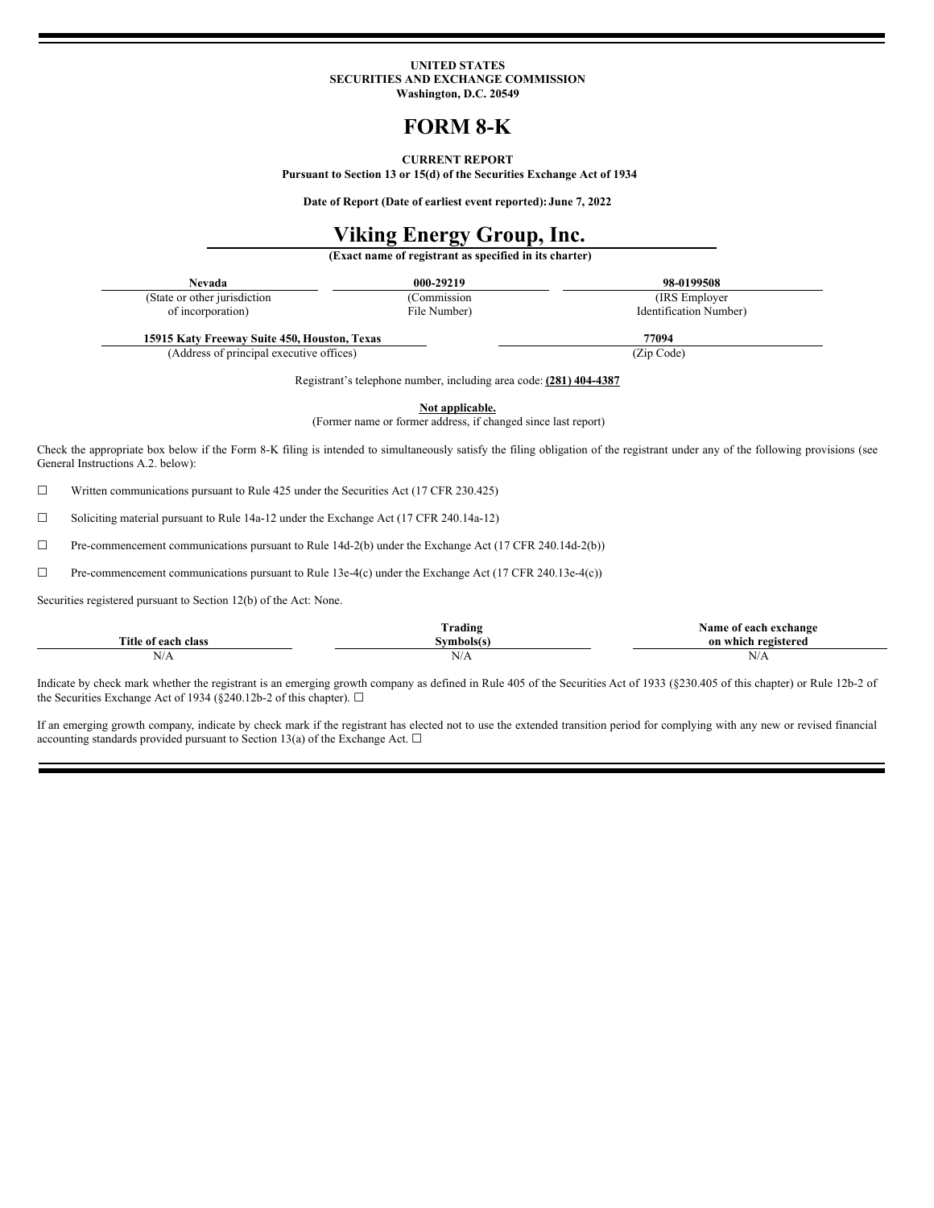**UNITED STATES**
**SECURITIES AND EXCHANGE COMMISSION**
**Washington, D.C. 20549**

# FORM 8-K

**CURRENT REPORT**
**Pursuant to Section 13 or 15(d) of the Securities Exchange Act of 1934**

**Date of Report (Date of earliest event reported): June 7, 2022**

# Viking Energy Group, Inc.

**(Exact name of registrant as specified in its charter)**

| **Nevada** | **000-29219** | **98-0199508** |
|---|---|---|
| (State or other jurisdiction of incorporation) | (Commission File Number) | (IRS Employer Identification Number) |

| **15915 Katy Freeway Suite 450, Houston, Texas** | **77094** |
|---|---|
| (Address of principal executive offices) | (Zip Code) |

Registrant's telephone number, including area code: **(281) 404-4387**

**Not applicable.**
(Former name or former address, if changed since last report)

Check the appropriate box below if the Form 8-K filing is intended to simultaneously satisfy the filing obligation of the registrant under any of the following provisions (see General Instructions A.2. below):

☐ Written communications pursuant to Rule 425 under the Securities Act (17 CFR 230.425)

☐ Soliciting material pursuant to Rule 14a-12 under the Exchange Act (17 CFR 240.14a-12)

☐ Pre-commencement communications pursuant to Rule 14d-2(b) under the Exchange Act (17 CFR 240.14d-2(b))

☐ Pre-commencement communications pursuant to Rule 13e-4(c) under the Exchange Act (17 CFR 240.13e-4(c))

Securities registered pursuant to Section 12(b) of the Act: None.

| Title of each class | Trading Symbols(s) | Name of each exchange on which registered |
|---|---|---|
| N/A | N/A | N/A |

Indicate by check mark whether the registrant is an emerging growth company as defined in Rule 405 of the Securities Act of 1933 (§230.405 of this chapter) or Rule 12b-2 of the Securities Exchange Act of 1934 (§240.12b-2 of this chapter). ☐

If an emerging growth company, indicate by check mark if the registrant has elected not to use the extended transition period for complying with any new or revised financial accounting standards provided pursuant to Section 13(a) of the Exchange Act. ☐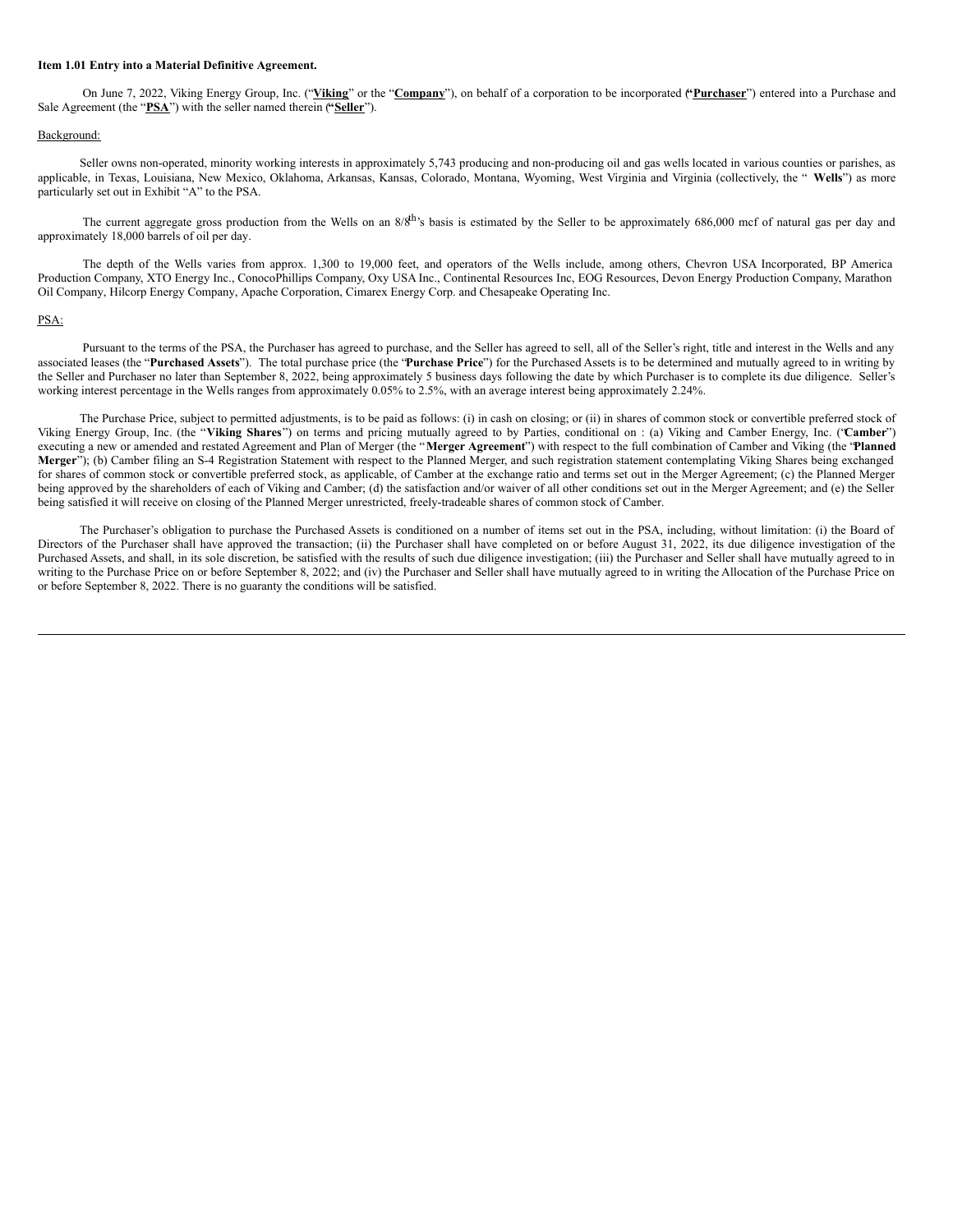**Item 1.01 Entry into a Material Definitive Agreement.**

On June 7, 2022, Viking Energy Group, Inc. ("**Viking**" or the "**Company**"), on behalf of a corporation to be incorporated ("**Purchaser**") entered into a Purchase and Sale Agreement (the "**PSA**") with the seller named therein ("**Seller**").

Background:

Seller owns non-operated, minority working interests in approximately 5,743 producing and non-producing oil and gas wells located in various counties or parishes, as applicable, in Texas, Louisiana, New Mexico, Oklahoma, Arkansas, Kansas, Colorado, Montana, Wyoming, West Virginia and Virginia (collectively, the " **Wells**") as more particularly set out in Exhibit "A" to the PSA.

The current aggregate gross production from the Wells on an 8/8$^{th}$'s basis is estimated by the Seller to be approximately 686,000 mcf of natural gas per day and approximately 18,000 barrels of oil per day.

The depth of the Wells varies from approx. 1,300 to 19,000 feet, and operators of the Wells include, among others, Chevron USA Incorporated, BP America Production Company, XTO Energy Inc., ConocoPhillips Company, Oxy USA Inc., Continental Resources Inc, EOG Resources, Devon Energy Production Company, Marathon Oil Company, Hilcorp Energy Company, Apache Corporation, Cimarex Energy Corp. and Chesapeake Operating Inc.

PSA:

Pursuant to the terms of the PSA, the Purchaser has agreed to purchase, and the Seller has agreed to sell, all of the Seller's right, title and interest in the Wells and any associated leases (the "**Purchased Assets**"). The total purchase price (the "**Purchase Price**") for the Purchased Assets is to be determined and mutually agreed to in writing by the Seller and Purchaser no later than September 8, 2022, being approximately 5 business days following the date by which Purchaser is to complete its due diligence. Seller's working interest percentage in the Wells ranges from approximately 0.05% to 2.5%, with an average interest being approximately 2.24%.

The Purchase Price, subject to permitted adjustments, is to be paid as follows: (i) in cash on closing; or (ii) in shares of common stock or convertible preferred stock of Viking Energy Group, Inc. (the "**Viking Shares**") on terms and pricing mutually agreed to by Parties, conditional on : (a) Viking and Camber Energy, Inc. ("**Camber**") executing a new or amended and restated Agreement and Plan of Merger (the "**Merger Agreement**") with respect to the full combination of Camber and Viking (the "**Planned Merger**"); (b) Camber filing an S-4 Registration Statement with respect to the Planned Merger, and such registration statement contemplating Viking Shares being exchanged for shares of common stock or convertible preferred stock, as applicable, of Camber at the exchange ratio and terms set out in the Merger Agreement; (c) the Planned Merger being approved by the shareholders of each of Viking and Camber; (d) the satisfaction and/or waiver of all other conditions set out in the Merger Agreement; and (e) the Seller being satisfied it will receive on closing of the Planned Merger unrestricted, freely-tradeable shares of common stock of Camber.

The Purchaser's obligation to purchase the Purchased Assets is conditioned on a number of items set out in the PSA, including, without limitation: (i) the Board of Directors of the Purchaser shall have approved the transaction; (ii) the Purchaser shall have completed on or before August 31, 2022, its due diligence investigation of the Purchased Assets, and shall, in its sole discretion, be satisfied with the results of such due diligence investigation; (iii) the Purchaser and Seller shall have mutually agreed to in writing to the Purchase Price on or before September 8, 2022; and (iv) the Purchaser and Seller shall have mutually agreed to in writing the Allocation of the Purchase Price on or before September 8, 2022. There is no guaranty the conditions will be satisfied.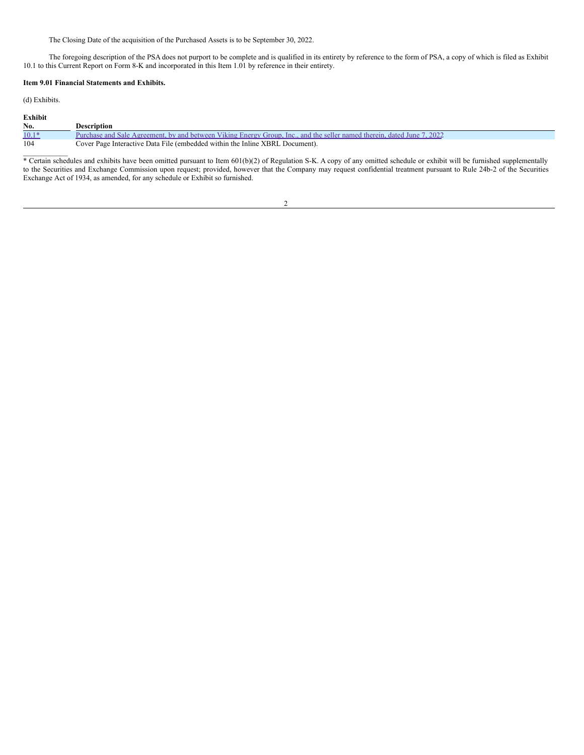The Closing Date of the acquisition of the Purchased Assets is to be September 30, 2022.

The foregoing description of the PSA does not purport to be complete and is qualified in its entirety by reference to the form of PSA, a copy of which is filed as Exhibit 10.1 to this Current Report on Form 8-K and incorporated in this Item 1.01 by reference in their entirety.

**Item 9.01 Financial Statements and Exhibits.**

(d) Exhibits.

| Exhibit No. | Description |
|---|---|
| 10.1* | Purchase and Sale Agreement, by and between Viking Energy Group, Inc., and the seller named therein, dated June 7, 2022 |
| 104 | Cover Page Interactive Data File (embedded within the Inline XBRL Document). |

* Certain schedules and exhibits have been omitted pursuant to Item 601(b)(2) of Regulation S-K. A copy of any omitted schedule or exhibit will be furnished supplementally to the Securities and Exchange Commission upon request; provided, however that the Company may request confidential treatment pursuant to Rule 24b-2 of the Securities Exchange Act of 1934, as amended, for any schedule or Exhibit so furnished.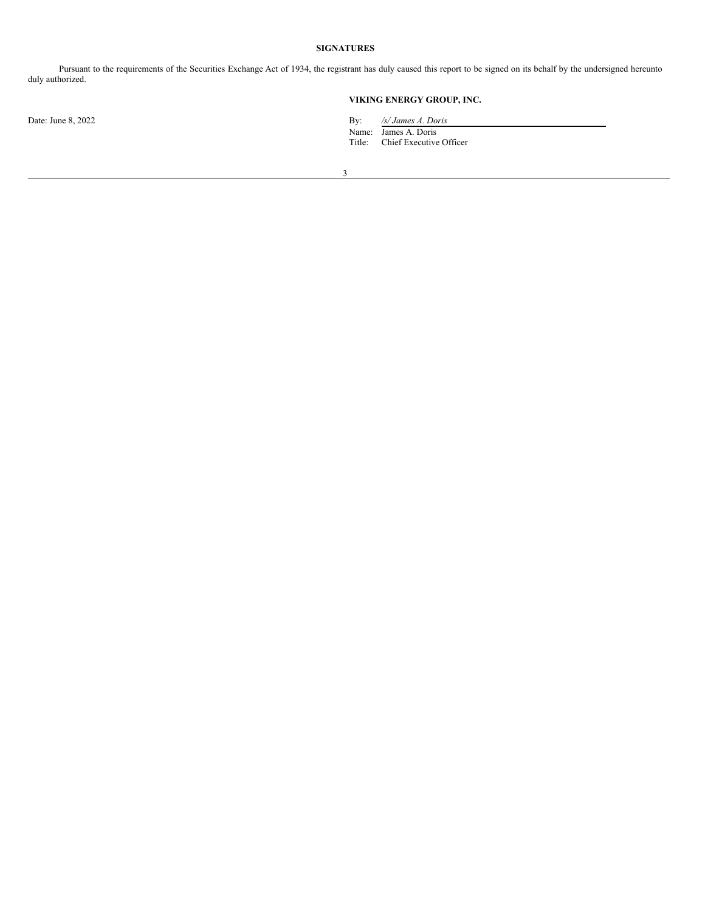**SIGNATURES**

Pursuant to the requirements of the Securities Exchange Act of 1934, the registrant has duly caused this report to be signed on its behalf by the undersigned hereunto duly authorized.

**VIKING ENERGY GROUP, INC.**

Date: June 8, 2022

By: */s/ James A. Doris*
Name: James A. Doris
Title: Chief Executive Officer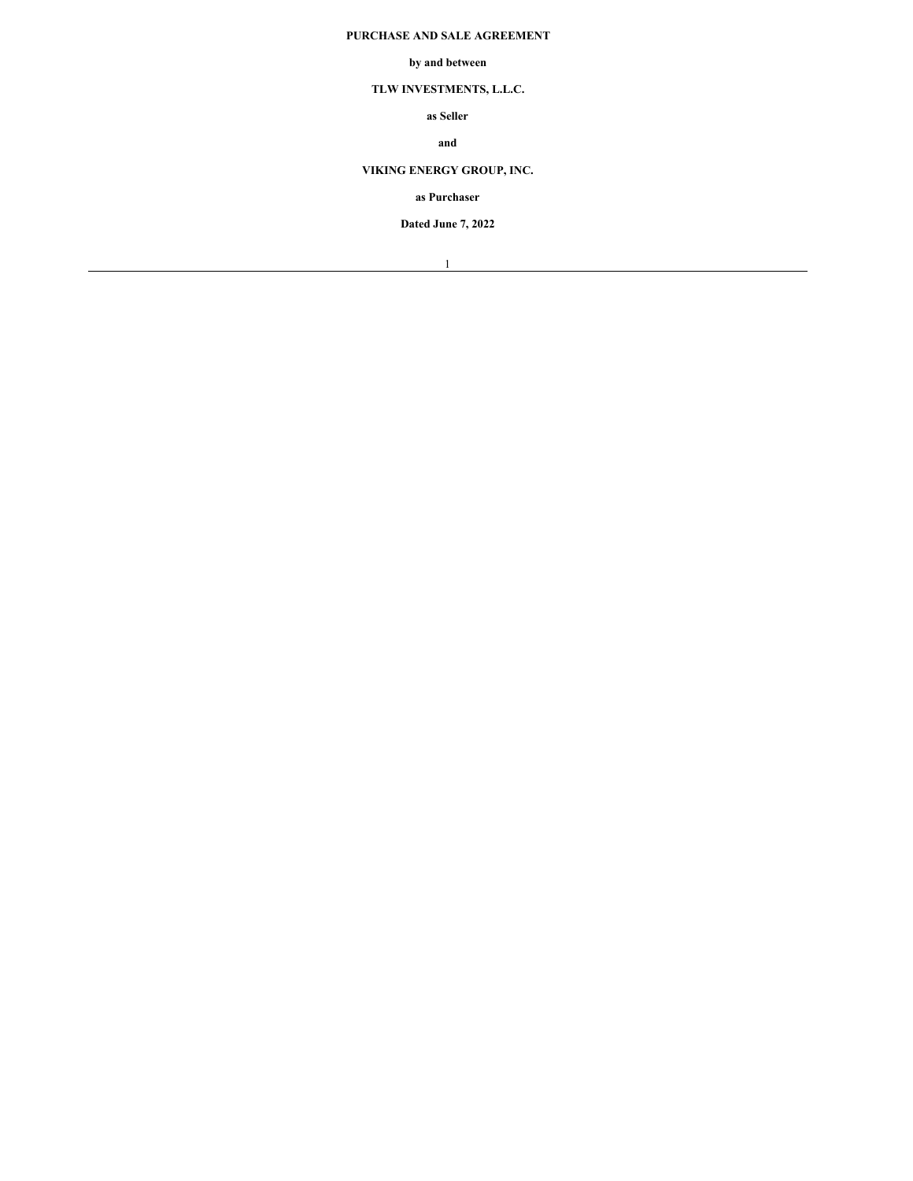**PURCHASE AND SALE AGREEMENT**

**by and between**

**TLW INVESTMENTS, L.L.C.**

**as Seller**

**and**

**VIKING ENERGY GROUP, INC.**

**as Purchaser**

**Dated June 7, 2022**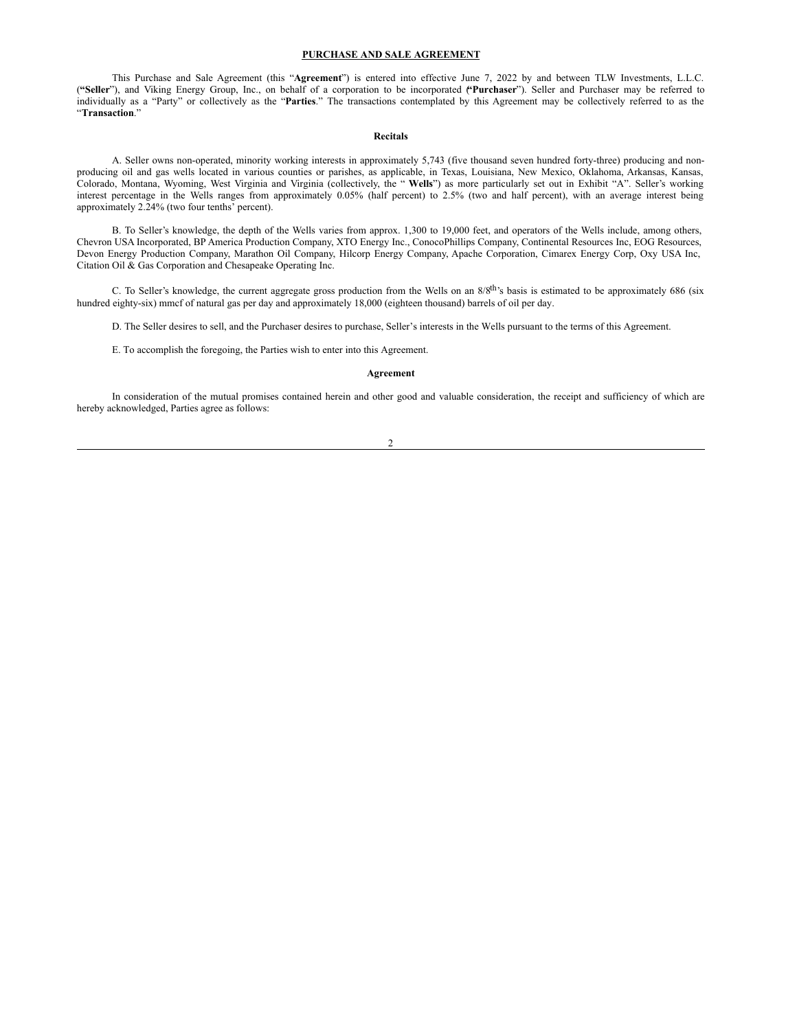**PURCHASE AND SALE AGREEMENT**

This Purchase and Sale Agreement (this "**Agreement**") is entered into effective June 7, 2022 by and between TLW Investments, L.L.C. (**"Seller**"), and Viking Energy Group, Inc., on behalf of a corporation to be incorporated (**"Purchaser**"). Seller and Purchaser may be referred to individually as a "Party" or collectively as the "**Parties**." The transactions contemplated by this Agreement may be collectively referred to as the "**Transaction**."

**Recitals**

A. Seller owns non-operated, minority working interests in approximately 5,743 (five thousand seven hundred forty-three) producing and non-producing oil and gas wells located in various counties or parishes, as applicable, in Texas, Louisiana, New Mexico, Oklahoma, Arkansas, Kansas, Colorado, Montana, Wyoming, West Virginia and Virginia (collectively, the " **Wells**") as more particularly set out in Exhibit "A". Seller's working interest percentage in the Wells ranges from approximately 0.05% (half percent) to 2.5% (two and half percent), with an average interest being approximately 2.24% (two four tenths' percent).

B. To Seller's knowledge, the depth of the Wells varies from approx. 1,300 to 19,000 feet, and operators of the Wells include, among others, Chevron USA Incorporated, BP America Production Company, XTO Energy Inc., ConocoPhillips Company, Continental Resources Inc, EOG Resources, Devon Energy Production Company, Marathon Oil Company, Hilcorp Energy Company, Apache Corporation, Cimarex Energy Corp, Oxy USA Inc, Citation Oil & Gas Corporation and Chesapeake Operating Inc.

C. To Seller's knowledge, the current aggregate gross production from the Wells on an 8/8$^{th}$'s basis is estimated to be approximately 686 (six hundred eighty-six) mmcf of natural gas per day and approximately 18,000 (eighteen thousand) barrels of oil per day.

D. The Seller desires to sell, and the Purchaser desires to purchase, Seller's interests in the Wells pursuant to the terms of this Agreement.

E. To accomplish the foregoing, the Parties wish to enter into this Agreement.

**Agreement**

In consideration of the mutual promises contained herein and other good and valuable consideration, the receipt and sufficiency of which are hereby acknowledged, Parties agree as follows: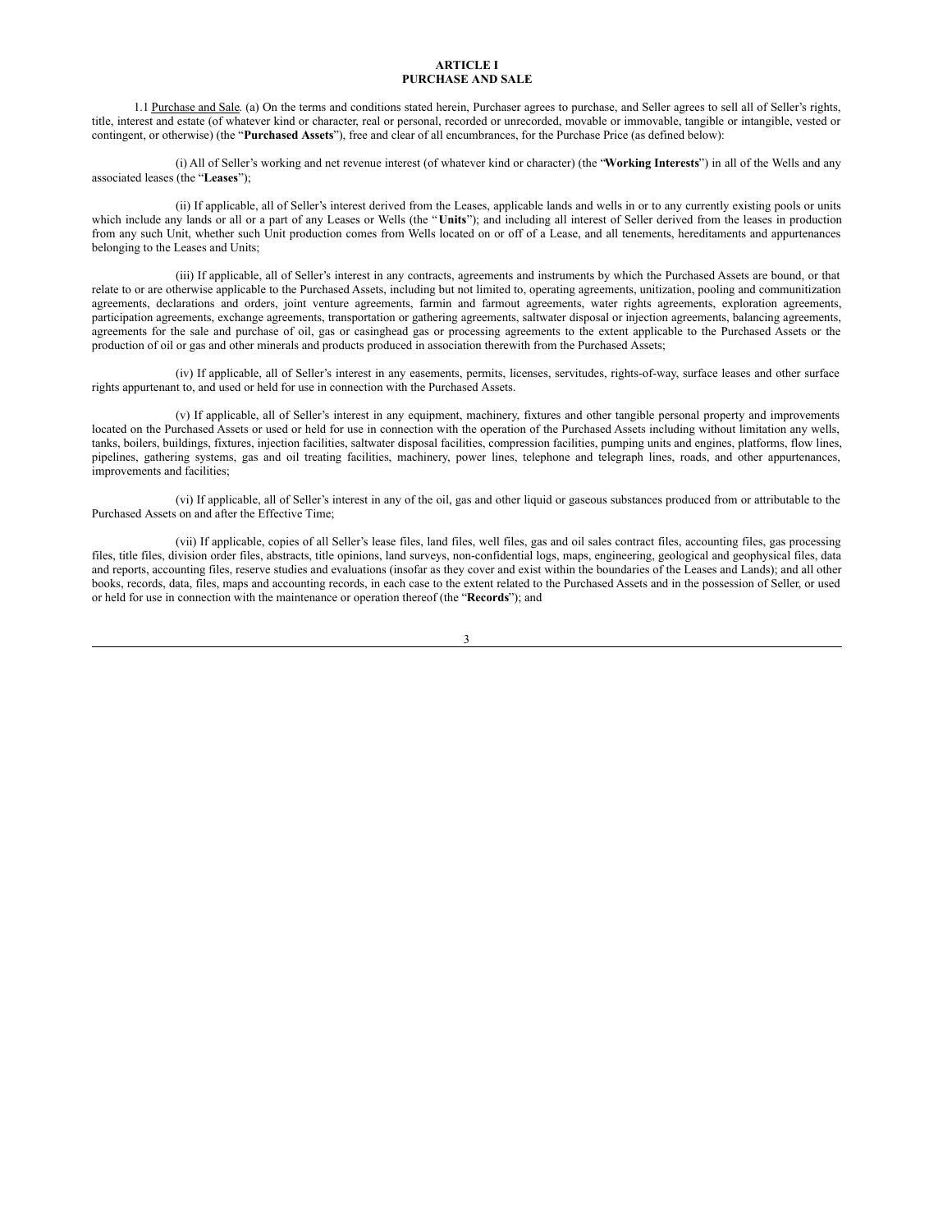**ARTICLE I**
**PURCHASE AND SALE**

1.1 Purchase and Sale. (a) On the terms and conditions stated herein, Purchaser agrees to purchase, and Seller agrees to sell all of Seller's rights, title, interest and estate (of whatever kind or character, real or personal, recorded or unrecorded, movable or immovable, tangible or intangible, vested or contingent, or otherwise) (the "**Purchased Assets**"), free and clear of all encumbrances, for the Purchase Price (as defined below):

(i) All of Seller's working and net revenue interest (of whatever kind or character) (the "**Working Interests**") in all of the Wells and any associated leases (the "**Leases**");

(ii) If applicable, all of Seller's interest derived from the Leases, applicable lands and wells in or to any currently existing pools or units which include any lands or all or a part of any Leases or Wells (the "**Units**"); and including all interest of Seller derived from the leases in production from any such Unit, whether such Unit production comes from Wells located on or off of a Lease, and all tenements, hereditaments and appurtenances belonging to the Leases and Units;

(iii) If applicable, all of Seller's interest in any contracts, agreements and instruments by which the Purchased Assets are bound, or that relate to or are otherwise applicable to the Purchased Assets, including but not limited to, operating agreements, unitization, pooling and communitization agreements, declarations and orders, joint venture agreements, farmin and farmout agreements, water rights agreements, exploration agreements, participation agreements, exchange agreements, transportation or gathering agreements, saltwater disposal or injection agreements, balancing agreements, agreements for the sale and purchase of oil, gas or casinghead gas or processing agreements to the extent applicable to the Purchased Assets or the production of oil or gas and other minerals and products produced in association therewith from the Purchased Assets;

(iv) If applicable, all of Seller's interest in any easements, permits, licenses, servitudes, rights-of-way, surface leases and other surface rights appurtenant to, and used or held for use in connection with the Purchased Assets.

(v) If applicable, all of Seller's interest in any equipment, machinery, fixtures and other tangible personal property and improvements located on the Purchased Assets or used or held for use in connection with the operation of the Purchased Assets including without limitation any wells, tanks, boilers, buildings, fixtures, injection facilities, saltwater disposal facilities, compression facilities, pumping units and engines, platforms, flow lines, pipelines, gathering systems, gas and oil treating facilities, machinery, power lines, telephone and telegraph lines, roads, and other appurtenances, improvements and facilities;

(vi) If applicable, all of Seller's interest in any of the oil, gas and other liquid or gaseous substances produced from or attributable to the Purchased Assets on and after the Effective Time;

(vii) If applicable, copies of all Seller's lease files, land files, well files, gas and oil sales contract files, accounting files, gas processing files, title files, division order files, abstracts, title opinions, land surveys, non-confidential logs, maps, engineering, geological and geophysical files, data and reports, accounting files, reserve studies and evaluations (insofar as they cover and exist within the boundaries of the Leases and Lands); and all other books, records, data, files, maps and accounting records, in each case to the extent related to the Purchased Assets and in the possession of Seller, or used or held for use in connection with the maintenance or operation thereof (the "**Records**"); and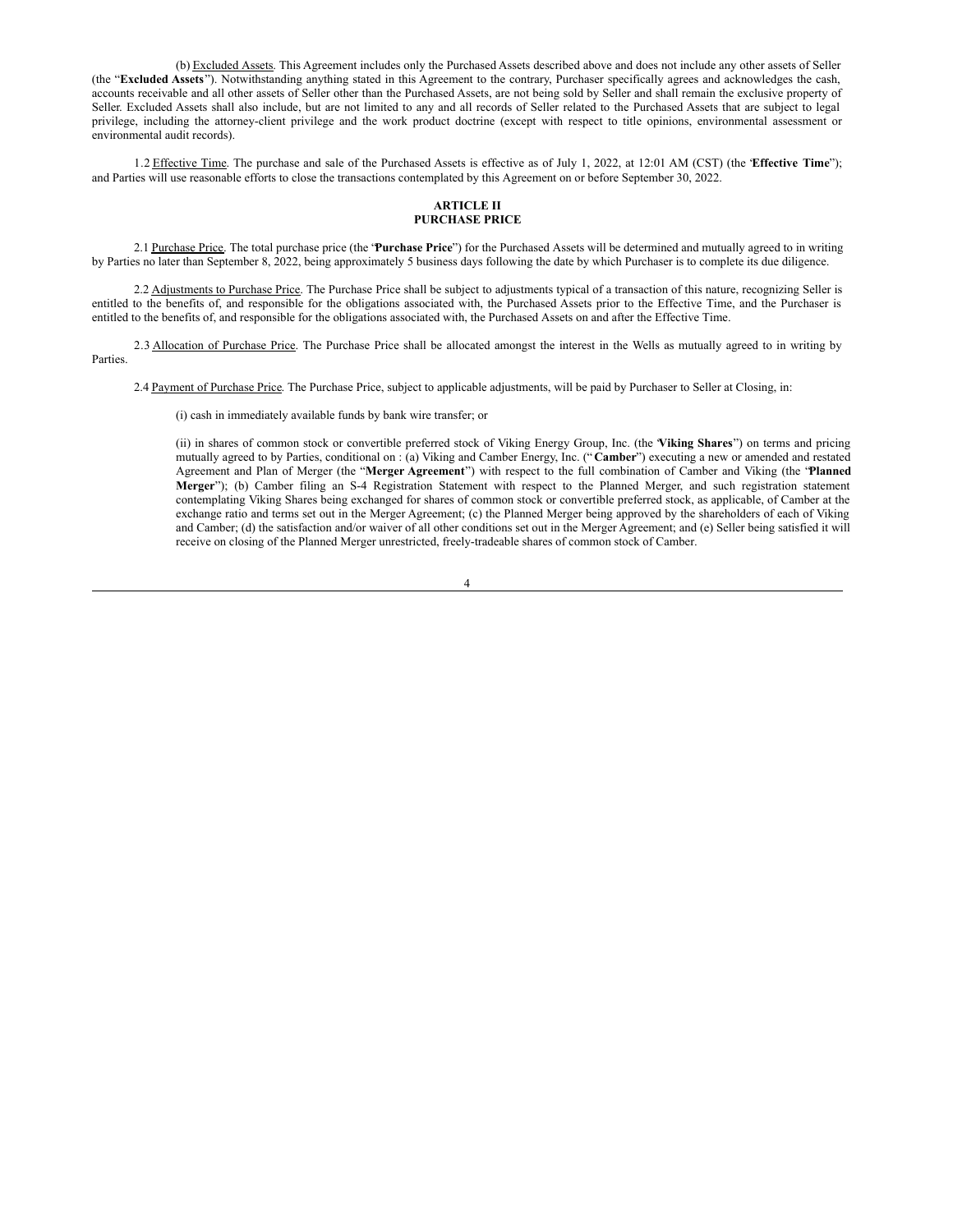(b) Excluded Assets. This Agreement includes only the Purchased Assets described above and does not include any other assets of Seller (the "**Excluded Assets**"). Notwithstanding anything stated in this Agreement to the contrary, Purchaser specifically agrees and acknowledges the cash, accounts receivable and all other assets of Seller other than the Purchased Assets, are not being sold by Seller and shall remain the exclusive property of Seller. Excluded Assets shall also include, but are not limited to any and all records of Seller related to the Purchased Assets that are subject to legal privilege, including the attorney-client privilege and the work product doctrine (except with respect to title opinions, environmental assessment or environmental audit records).

1.2 Effective Time. The purchase and sale of the Purchased Assets is effective as of July 1, 2022, at 12:01 AM (CST) (the "**Effective Time**"); and Parties will use reasonable efforts to close the transactions contemplated by this Agreement on or before September 30, 2022.

## ARTICLE II
## PURCHASE PRICE

2.1 Purchase Price. The total purchase price (the "**Purchase Price**") for the Purchased Assets will be determined and mutually agreed to in writing by Parties no later than September 8, 2022, being approximately 5 business days following the date by which Purchaser is to complete its due diligence.

2.2 Adjustments to Purchase Price. The Purchase Price shall be subject to adjustments typical of a transaction of this nature, recognizing Seller is entitled to the benefits of, and responsible for the obligations associated with, the Purchased Assets prior to the Effective Time, and the Purchaser is entitled to the benefits of, and responsible for the obligations associated with, the Purchased Assets on and after the Effective Time.

2.3 Allocation of Purchase Price. The Purchase Price shall be allocated amongst the interest in the Wells as mutually agreed to in writing by Parties.

2.4 Payment of Purchase Price. The Purchase Price, subject to applicable adjustments, will be paid by Purchaser to Seller at Closing, in:

(i) cash in immediately available funds by bank wire transfer; or

(ii) in shares of common stock or convertible preferred stock of Viking Energy Group, Inc. (the "**Viking Shares**") on terms and pricing mutually agreed to by Parties, conditional on : (a) Viking and Camber Energy, Inc. ("**Camber**") executing a new or amended and restated Agreement and Plan of Merger (the "**Merger Agreement**") with respect to the full combination of Camber and Viking (the "**Planned Merger**"); (b) Camber filing an S-4 Registration Statement with respect to the Planned Merger, and such registration statement contemplating Viking Shares being exchanged for shares of common stock or convertible preferred stock, as applicable, of Camber at the exchange ratio and terms set out in the Merger Agreement; (c) the Planned Merger being approved by the shareholders of each of Viking and Camber; (d) the satisfaction and/or waiver of all other conditions set out in the Merger Agreement; and (e) Seller being satisfied it will receive on closing of the Planned Merger unrestricted, freely-tradeable shares of common stock of Camber.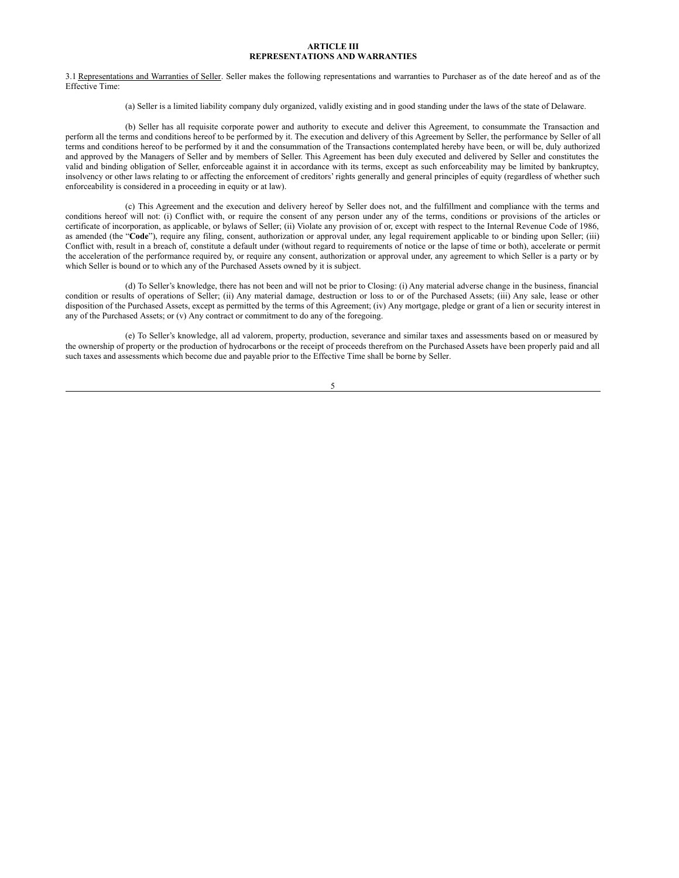# ARTICLE III
# REPRESENTATIONS AND WARRANTIES

3.1 Representations and Warranties of Seller. Seller makes the following representations and warranties to Purchaser as of the date hereof and as of the Effective Time:

(a) Seller is a limited liability company duly organized, validly existing and in good standing under the laws of the state of Delaware.

(b) Seller has all requisite corporate power and authority to execute and deliver this Agreement, to consummate the Transaction and perform all the terms and conditions hereof to be performed by it. The execution and delivery of this Agreement by Seller, the performance by Seller of all terms and conditions hereof to be performed by it and the consummation of the Transactions contemplated hereby have been, or will be, duly authorized and approved by the Managers of Seller and by members of Seller. This Agreement has been duly executed and delivered by Seller and constitutes the valid and binding obligation of Seller, enforceable against it in accordance with its terms, except as such enforceability may be limited by bankruptcy, insolvency or other laws relating to or affecting the enforcement of creditors' rights generally and general principles of equity (regardless of whether such enforceability is considered in a proceeding in equity or at law).

(c) This Agreement and the execution and delivery hereof by Seller does not, and the fulfillment and compliance with the terms and conditions hereof will not: (i) Conflict with, or require the consent of any person under any of the terms, conditions or provisions of the articles or certificate of incorporation, as applicable, or bylaws of Seller; (ii) Violate any provision of or, except with respect to the Internal Revenue Code of 1986, as amended (the "**Code**"), require any filing, consent, authorization or approval under, any legal requirement applicable to or binding upon Seller; (iii) Conflict with, result in a breach of, constitute a default under (without regard to requirements of notice or the lapse of time or both), accelerate or permit the acceleration of the performance required by, or require any consent, authorization or approval under, any agreement to which Seller is a party or by which Seller is bound or to which any of the Purchased Assets owned by it is subject.

(d) To Seller's knowledge, there has not been and will not be prior to Closing: (i) Any material adverse change in the business, financial condition or results of operations of Seller; (ii) Any material damage, destruction or loss to or of the Purchased Assets; (iii) Any sale, lease or other disposition of the Purchased Assets, except as permitted by the terms of this Agreement; (iv) Any mortgage, pledge or grant of a lien or security interest in any of the Purchased Assets; or (v) Any contract or commitment to do any of the foregoing.

(e) To Seller's knowledge, all ad valorem, property, production, severance and similar taxes and assessments based on or measured by the ownership of property or the production of hydrocarbons or the receipt of proceeds therefrom on the Purchased Assets have been properly paid and all such taxes and assessments which become due and payable prior to the Effective Time shall be borne by Seller.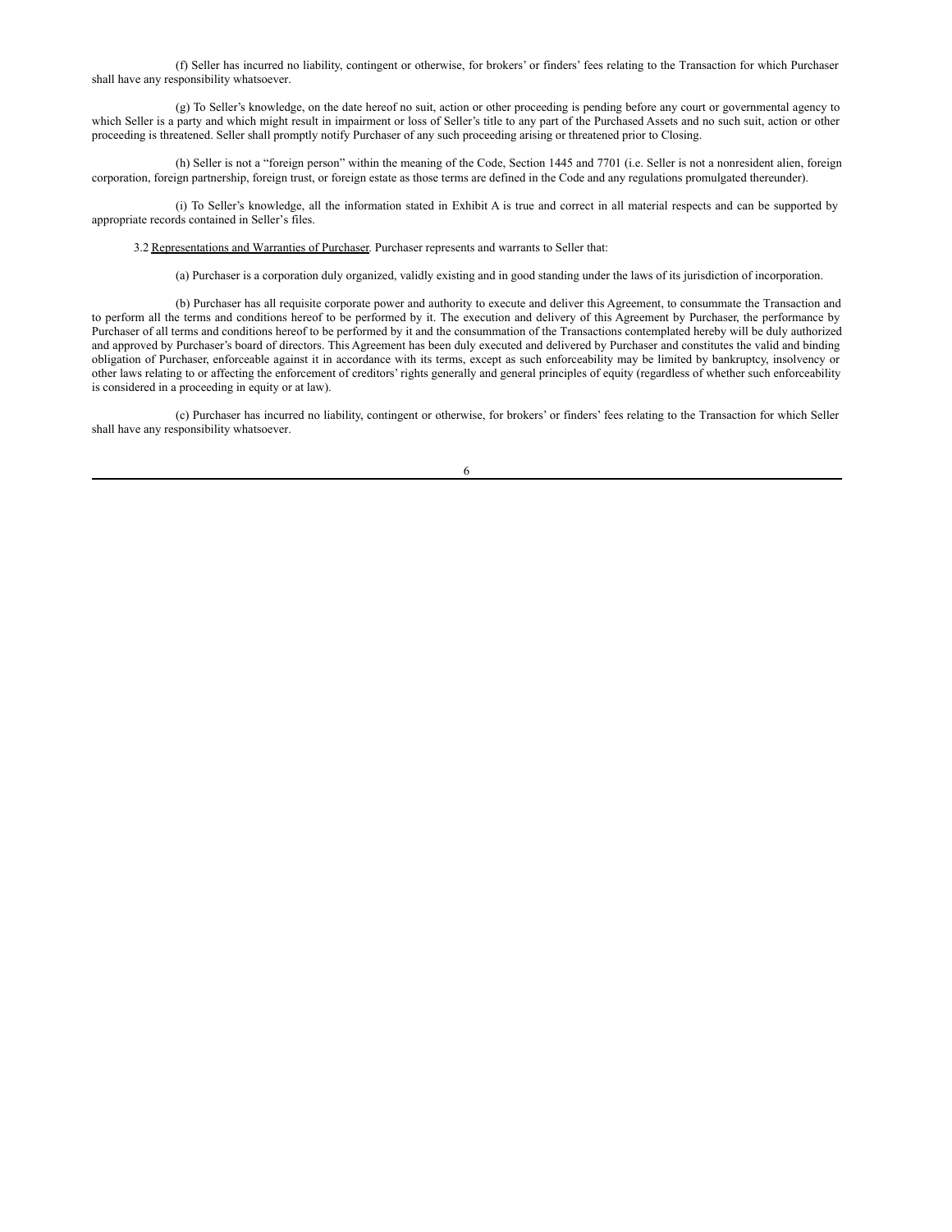(f) Seller has incurred no liability, contingent or otherwise, for brokers' or finders' fees relating to the Transaction for which Purchaser shall have any responsibility whatsoever.

(g) To Seller's knowledge, on the date hereof no suit, action or other proceeding is pending before any court or governmental agency to which Seller is a party and which might result in impairment or loss of Seller's title to any part of the Purchased Assets and no such suit, action or other proceeding is threatened. Seller shall promptly notify Purchaser of any such proceeding arising or threatened prior to Closing.

(h) Seller is not a "foreign person" within the meaning of the Code, Section 1445 and 7701 (i.e. Seller is not a nonresident alien, foreign corporation, foreign partnership, foreign trust, or foreign estate as those terms are defined in the Code and any regulations promulgated thereunder).

(i) To Seller's knowledge, all the information stated in Exhibit A is true and correct in all material respects and can be supported by appropriate records contained in Seller's files.

3.2 Representations and Warranties of Purchaser. Purchaser represents and warrants to Seller that:

(a) Purchaser is a corporation duly organized, validly existing and in good standing under the laws of its jurisdiction of incorporation.

(b) Purchaser has all requisite corporate power and authority to execute and deliver this Agreement, to consummate the Transaction and to perform all the terms and conditions hereof to be performed by it. The execution and delivery of this Agreement by Purchaser, the performance by Purchaser of all terms and conditions hereof to be performed by it and the consummation of the Transactions contemplated hereby will be duly authorized and approved by Purchaser's board of directors. This Agreement has been duly executed and delivered by Purchaser and constitutes the valid and binding obligation of Purchaser, enforceable against it in accordance with its terms, except as such enforceability may be limited by bankruptcy, insolvency or other laws relating to or affecting the enforcement of creditors' rights generally and general principles of equity (regardless of whether such enforceability is considered in a proceeding in equity or at law).

(c) Purchaser has incurred no liability, contingent or otherwise, for brokers' or finders' fees relating to the Transaction for which Seller shall have any responsibility whatsoever.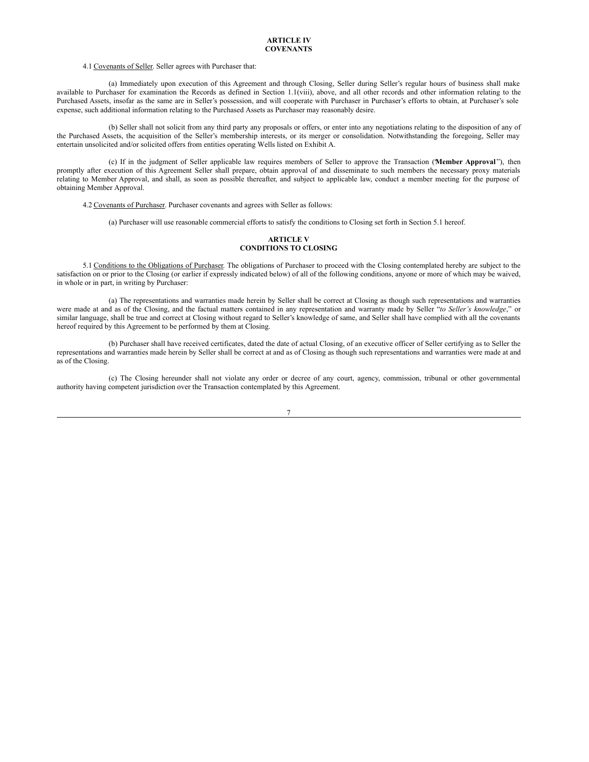## ARTICLE IV
## COVENANTS

4.1 Covenants of Seller. Seller agrees with Purchaser that:

(a) Immediately upon execution of this Agreement and through Closing, Seller during Seller's regular hours of business shall make available to Purchaser for examination the Records as defined in Section 1.1(viii), above, and all other records and other information relating to the Purchased Assets, insofar as the same are in Seller's possession, and will cooperate with Purchaser in Purchaser's efforts to obtain, at Purchaser's sole expense, such additional information relating to the Purchased Assets as Purchaser may reasonably desire.

(b) Seller shall not solicit from any third party any proposals or offers, or enter into any negotiations relating to the disposition of any of the Purchased Assets, the acquisition of the Seller's membership interests, or its merger or consolidation. Notwithstanding the foregoing, Seller may entertain unsolicited and/or solicited offers from entities operating Wells listed on Exhibit A.

(c) If in the judgment of Seller applicable law requires members of Seller to approve the Transaction ("**Member Approval**"), then promptly after execution of this Agreement Seller shall prepare, obtain approval of and disseminate to such members the necessary proxy materials relating to Member Approval, and shall, as soon as possible thereafter, and subject to applicable law, conduct a member meeting for the purpose of obtaining Member Approval.

4.2 Covenants of Purchaser. Purchaser covenants and agrees with Seller as follows:

(a) Purchaser will use reasonable commercial efforts to satisfy the conditions to Closing set forth in Section 5.1 hereof.

## ARTICLE V
## CONDITIONS TO CLOSING

5.1 Conditions to the Obligations of Purchaser. The obligations of Purchaser to proceed with the Closing contemplated hereby are subject to the satisfaction on or prior to the Closing (or earlier if expressly indicated below) of all of the following conditions, anyone or more of which may be waived, in whole or in part, in writing by Purchaser:

(a) The representations and warranties made herein by Seller shall be correct at Closing as though such representations and warranties were made at and as of the Closing, and the factual matters contained in any representation and warranty made by Seller "*to Seller's knowledge*," or similar language, shall be true and correct at Closing without regard to Seller's knowledge of same, and Seller shall have complied with all the covenants hereof required by this Agreement to be performed by them at Closing.

(b) Purchaser shall have received certificates, dated the date of actual Closing, of an executive officer of Seller certifying as to Seller the representations and warranties made herein by Seller shall be correct at and as of Closing as though such representations and warranties were made at and as of the Closing.

(c) The Closing hereunder shall not violate any order or decree of any court, agency, commission, tribunal or other governmental authority having competent jurisdiction over the Transaction contemplated by this Agreement.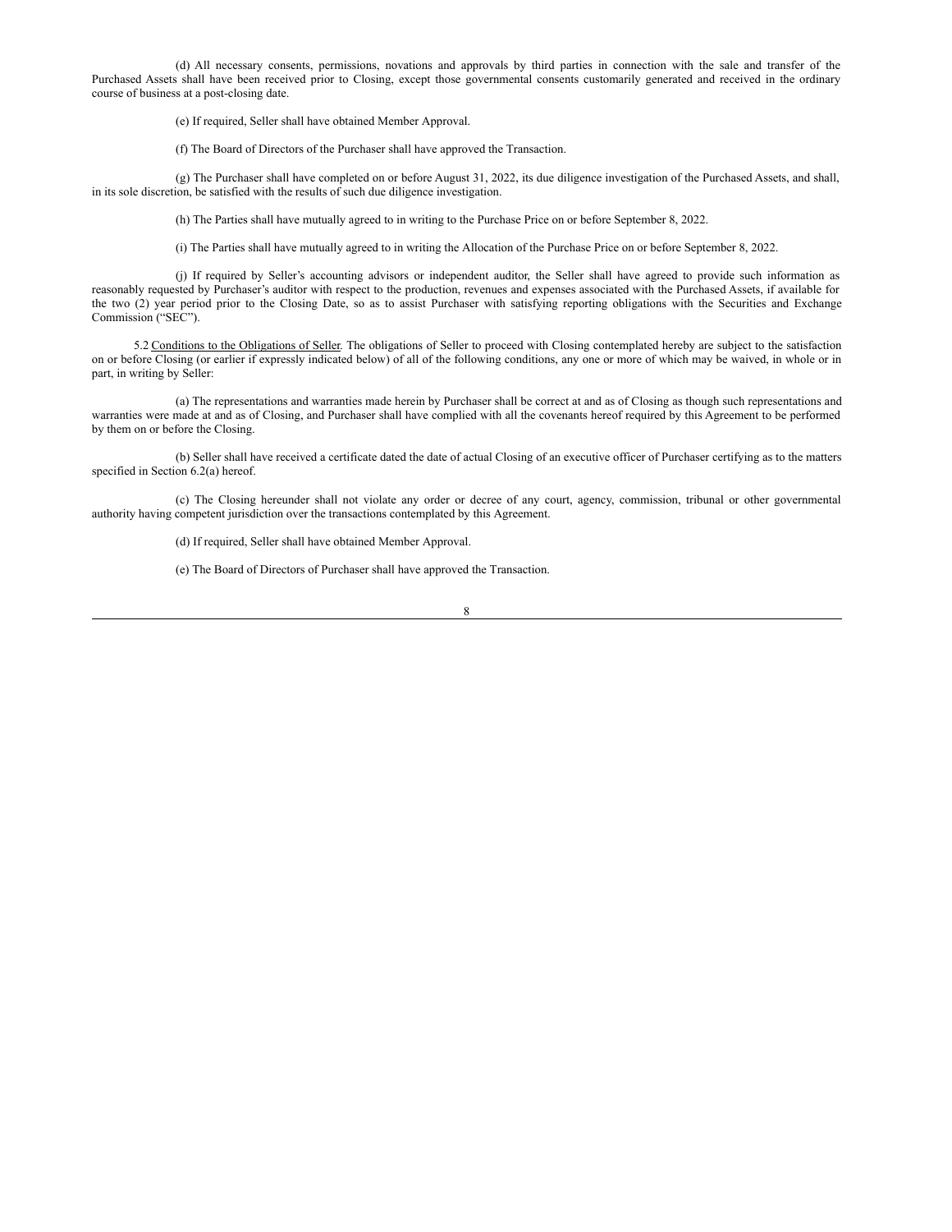(d) All necessary consents, permissions, novations and approvals by third parties in connection with the sale and transfer of the Purchased Assets shall have been received prior to Closing, except those governmental consents customarily generated and received in the ordinary course of business at a post-closing date.

(e) If required, Seller shall have obtained Member Approval.

(f) The Board of Directors of the Purchaser shall have approved the Transaction.

(g) The Purchaser shall have completed on or before August 31, 2022, its due diligence investigation of the Purchased Assets, and shall, in its sole discretion, be satisfied with the results of such due diligence investigation.

(h) The Parties shall have mutually agreed to in writing to the Purchase Price on or before September 8, 2022.

(i) The Parties shall have mutually agreed to in writing the Allocation of the Purchase Price on or before September 8, 2022.

(j) If required by Seller's accounting advisors or independent auditor, the Seller shall have agreed to provide such information as reasonably requested by Purchaser's auditor with respect to the production, revenues and expenses associated with the Purchased Assets, if available for the two (2) year period prior to the Closing Date, so as to assist Purchaser with satisfying reporting obligations with the Securities and Exchange Commission ("SEC").

5.2 Conditions to the Obligations of Seller. The obligations of Seller to proceed with Closing contemplated hereby are subject to the satisfaction on or before Closing (or earlier if expressly indicated below) of all of the following conditions, any one or more of which may be waived, in whole or in part, in writing by Seller:

(a) The representations and warranties made herein by Purchaser shall be correct at and as of Closing as though such representations and warranties were made at and as of Closing, and Purchaser shall have complied with all the covenants hereof required by this Agreement to be performed by them on or before the Closing.

(b) Seller shall have received a certificate dated the date of actual Closing of an executive officer of Purchaser certifying as to the matters specified in Section 6.2(a) hereof.

(c) The Closing hereunder shall not violate any order or decree of any court, agency, commission, tribunal or other governmental authority having competent jurisdiction over the transactions contemplated by this Agreement.

(d) If required, Seller shall have obtained Member Approval.

(e) The Board of Directors of Purchaser shall have approved the Transaction.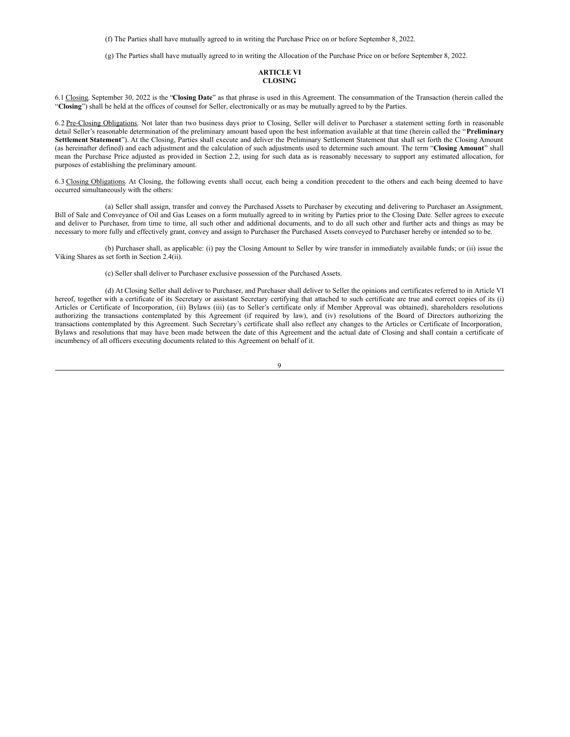(f) The Parties shall have mutually agreed to in writing the Purchase Price on or before September 8, 2022.

(g) The Parties shall have mutually agreed to in writing the Allocation of the Purchase Price on or before September 8, 2022.

## ARTICLE VI
## CLOSING

6.1 Closing. September 30, 2022 is the "**Closing Date**" as that phrase is used in this Agreement. The consummation of the Transaction (herein called the "**Closing**") shall be held at the offices of counsel for Seller, electronically or as may be mutually agreed to by the Parties.

6.2 Pre-Closing Obligations. Not later than two business days prior to Closing, Seller will deliver to Purchaser a statement setting forth in reasonable detail Seller's reasonable determination of the preliminary amount based upon the best information available at that time (herein called the "**Preliminary Settlement Statement**"). At the Closing, Parties shall execute and deliver the Preliminary Settlement Statement that shall set forth the Closing Amount (as hereinafter defined) and each adjustment and the calculation of such adjustments used to determine such amount. The term "**Closing Amount**" shall mean the Purchase Price adjusted as provided in Section 2.2, using for such data as is reasonably necessary to support any estimated allocation, for purposes of establishing the preliminary amount.

6.3 Closing Obligations. At Closing, the following events shall occur, each being a condition precedent to the others and each being deemed to have occurred simultaneously with the others:

(a) Seller shall assign, transfer and convey the Purchased Assets to Purchaser by executing and delivering to Purchaser an Assignment, Bill of Sale and Conveyance of Oil and Gas Leases on a form mutually agreed to in writing by Parties prior to the Closing Date. Seller agrees to execute and deliver to Purchaser, from time to time, all such other and additional documents, and to do all such other and further acts and things as may be necessary to more fully and effectively grant, convey and assign to Purchaser the Purchased Assets conveyed to Purchaser hereby or intended so to be.

(b) Purchaser shall, as applicable: (i) pay the Closing Amount to Seller by wire transfer in immediately available funds; or (ii) issue the Viking Shares as set forth in Section 2.4(ii).

(c) Seller shall deliver to Purchaser exclusive possession of the Purchased Assets.

(d) At Closing Seller shall deliver to Purchaser, and Purchaser shall deliver to Seller the opinions and certificates referred to in Article VI hereof, together with a certificate of its Secretary or assistant Secretary certifying that attached to such certificate are true and correct copies of its (i) Articles or Certificate of Incorporation, (ii) Bylaws (iii) (as to Seller's certificate only if Member Approval was obtained), shareholders resolutions authorizing the transactions contemplated by this Agreement (if required by law), and (iv) resolutions of the Board of Directors authorizing the transactions contemplated by this Agreement. Such Secretary's certificate shall also reflect any changes to the Articles or Certificate of Incorporation, Bylaws and resolutions that may have been made between the date of this Agreement and the actual date of Closing and shall contain a certificate of incumbency of all officers executing documents related to this Agreement on behalf of it.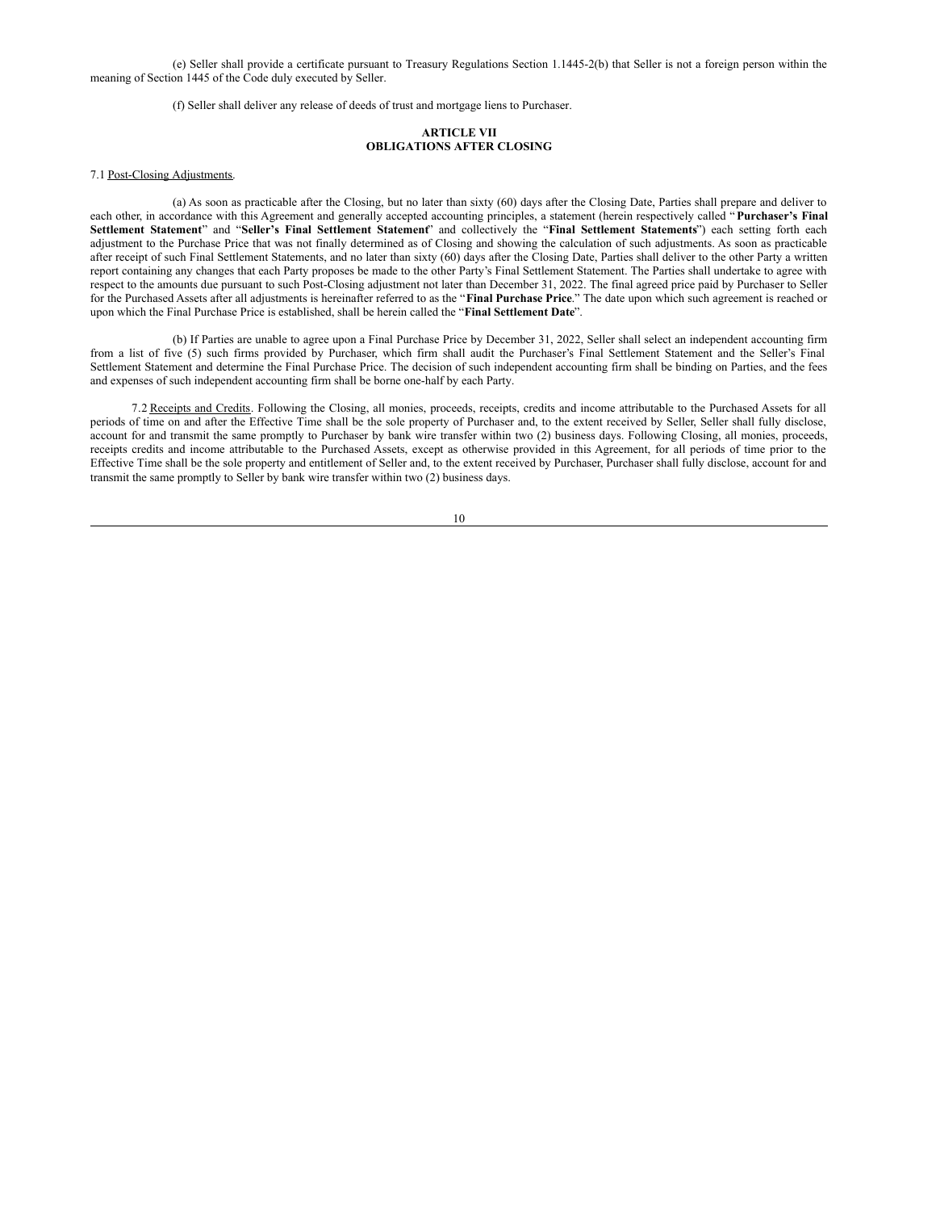(e) Seller shall provide a certificate pursuant to Treasury Regulations Section 1.1445-2(b) that Seller is not a foreign person within the meaning of Section 1445 of the Code duly executed by Seller.

(f) Seller shall deliver any release of deeds of trust and mortgage liens to Purchaser.

**ARTICLE VII**
**OBLIGATIONS AFTER CLOSING**

7.1 Post-Closing Adjustments.

(a) As soon as practicable after the Closing, but no later than sixty (60) days after the Closing Date, Parties shall prepare and deliver to each other, in accordance with this Agreement and generally accepted accounting principles, a statement (herein respectively called "**Purchaser's Final Settlement Statement**" and "**Seller's Final Settlement Statement**" and collectively the "**Final Settlement Statements**") each setting forth each adjustment to the Purchase Price that was not finally determined as of Closing and showing the calculation of such adjustments. As soon as practicable after receipt of such Final Settlement Statements, and no later than sixty (60) days after the Closing Date, Parties shall deliver to the other Party a written report containing any changes that each Party proposes be made to the other Party's Final Settlement Statement. The Parties shall undertake to agree with respect to the amounts due pursuant to such Post-Closing adjustment not later than December 31, 2022. The final agreed price paid by Purchaser to Seller for the Purchased Assets after all adjustments is hereinafter referred to as the "**Final Purchase Price**." The date upon which such agreement is reached or upon which the Final Purchase Price is established, shall be herein called the "**Final Settlement Date**".

(b) If Parties are unable to agree upon a Final Purchase Price by December 31, 2022, Seller shall select an independent accounting firm from a list of five (5) such firms provided by Purchaser, which firm shall audit the Purchaser's Final Settlement Statement and the Seller's Final Settlement Statement and determine the Final Purchase Price. The decision of such independent accounting firm shall be binding on Parties, and the fees and expenses of such independent accounting firm shall be borne one-half by each Party.

7.2 Receipts and Credits. Following the Closing, all monies, proceeds, receipts, credits and income attributable to the Purchased Assets for all periods of time on and after the Effective Time shall be the sole property of Purchaser and, to the extent received by Seller, Seller shall fully disclose, account for and transmit the same promptly to Purchaser by bank wire transfer within two (2) business days. Following Closing, all monies, proceeds, receipts credits and income attributable to the Purchased Assets, except as otherwise provided in this Agreement, for all periods of time prior to the Effective Time shall be the sole property and entitlement of Seller and, to the extent received by Purchaser, Purchaser shall fully disclose, account for and transmit the same promptly to Seller by bank wire transfer within two (2) business days.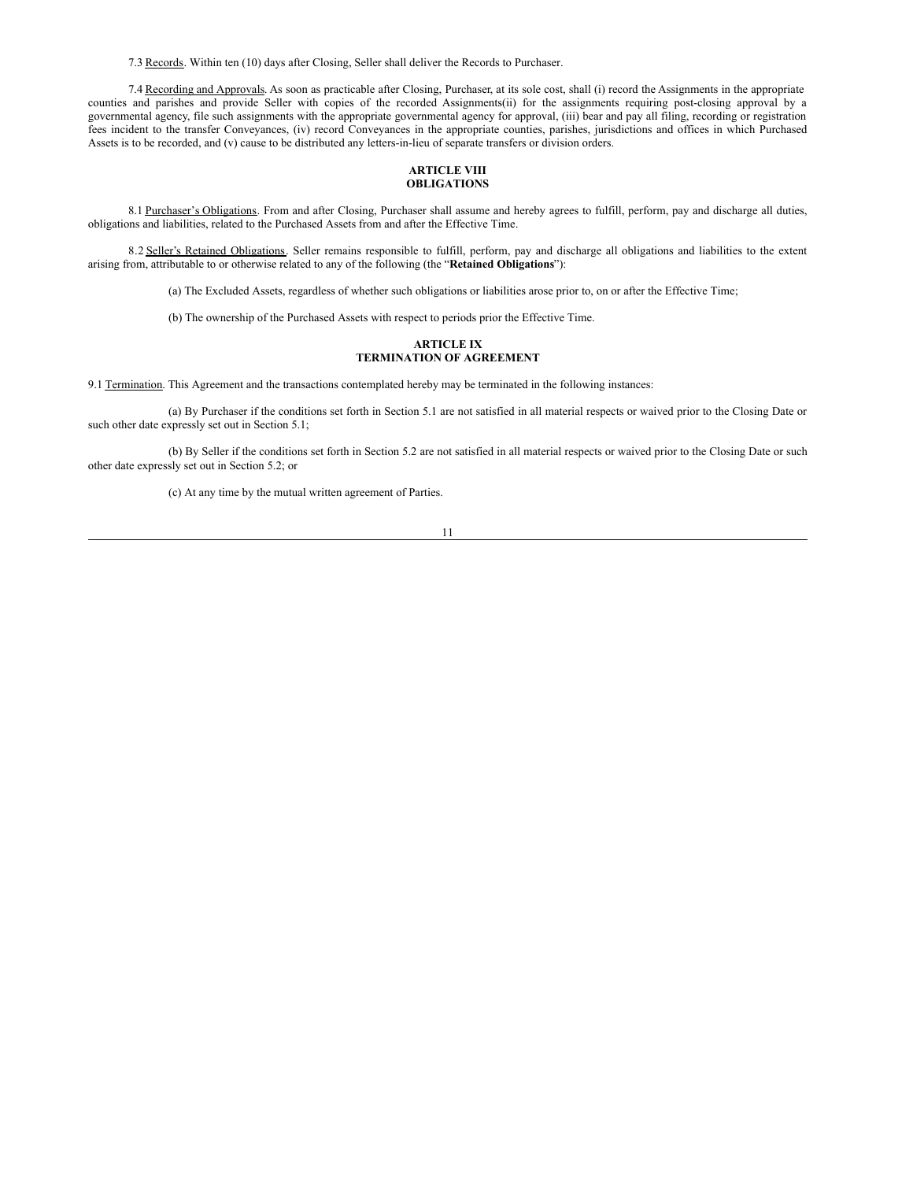7.3 Records. Within ten (10) days after Closing, Seller shall deliver the Records to Purchaser.

7.4 Recording and Approvals. As soon as practicable after Closing, Purchaser, at its sole cost, shall (i) record the Assignments in the appropriate counties and parishes and provide Seller with copies of the recorded Assignments(ii) for the assignments requiring post-closing approval by a governmental agency, file such assignments with the appropriate governmental agency for approval, (iii) bear and pay all filing, recording or registration fees incident to the transfer Conveyances, (iv) record Conveyances in the appropriate counties, parishes, jurisdictions and offices in which Purchased Assets is to be recorded, and (v) cause to be distributed any letters-in-lieu of separate transfers or division orders.

## ARTICLE VIII
## OBLIGATIONS

8.1 Purchaser's Obligations. From and after Closing, Purchaser shall assume and hereby agrees to fulfill, perform, pay and discharge all duties, obligations and liabilities, related to the Purchased Assets from and after the Effective Time.

8.2 Seller's Retained Obligations. Seller remains responsible to fulfill, perform, pay and discharge all obligations and liabilities to the extent arising from, attributable to or otherwise related to any of the following (the "**Retained Obligations**"):

(a) The Excluded Assets, regardless of whether such obligations or liabilities arose prior to, on or after the Effective Time;

(b) The ownership of the Purchased Assets with respect to periods prior the Effective Time.

## ARTICLE IX
## TERMINATION OF AGREEMENT

9.1 Termination. This Agreement and the transactions contemplated hereby may be terminated in the following instances:

(a) By Purchaser if the conditions set forth in Section 5.1 are not satisfied in all material respects or waived prior to the Closing Date or such other date expressly set out in Section 5.1;

(b) By Seller if the conditions set forth in Section 5.2 are not satisfied in all material respects or waived prior to the Closing Date or such other date expressly set out in Section 5.2; or

(c) At any time by the mutual written agreement of Parties.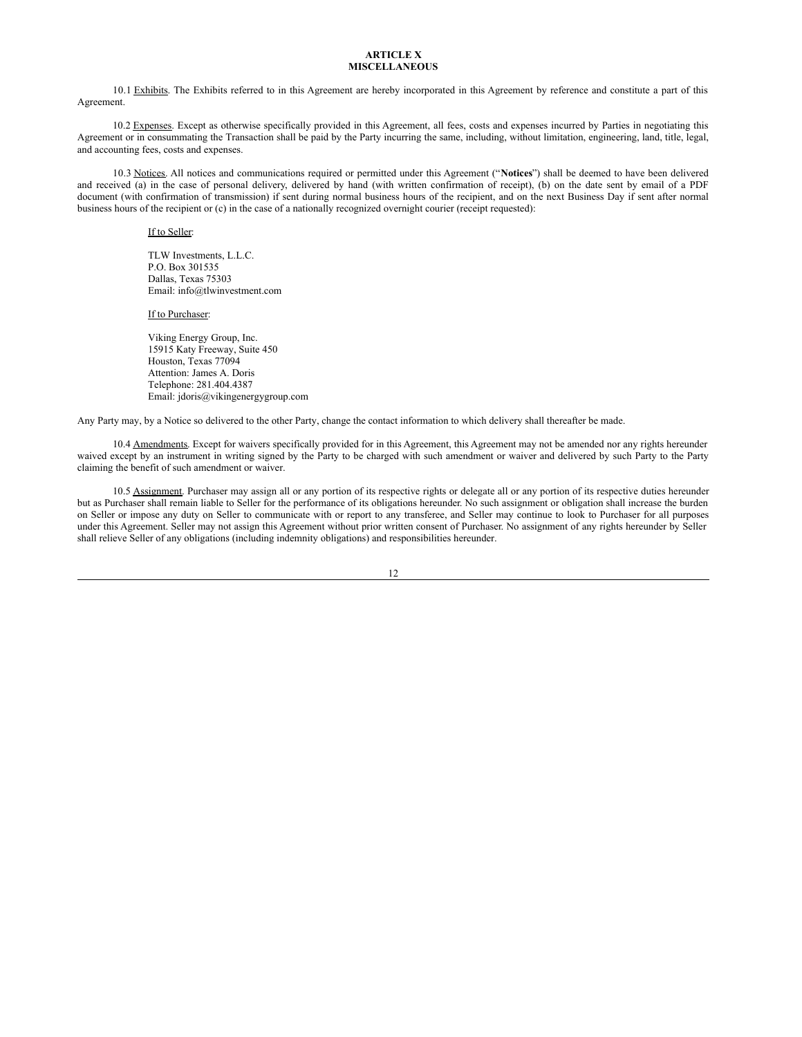# ARTICLE X
# MISCELLANEOUS

10.1 Exhibits. The Exhibits referred to in this Agreement are hereby incorporated in this Agreement by reference and constitute a part of this Agreement.

10.2 Expenses. Except as otherwise specifically provided in this Agreement, all fees, costs and expenses incurred by Parties in negotiating this Agreement or in consummating the Transaction shall be paid by the Party incurring the same, including, without limitation, engineering, land, title, legal, and accounting fees, costs and expenses.

10.3 Notices. All notices and communications required or permitted under this Agreement ("**Notices**") shall be deemed to have been delivered and received (a) in the case of personal delivery, delivered by hand (with written confirmation of receipt), (b) on the date sent by email of a PDF document (with confirmation of transmission) if sent during normal business hours of the recipient, and on the next Business Day if sent after normal business hours of the recipient or (c) in the case of a nationally recognized overnight courier (receipt requested):

If to Seller:

TLW Investments, L.L.C.
P.O. Box 301535
Dallas, Texas 75303
Email: info@tlwinvestment.com

If to Purchaser:

Viking Energy Group, Inc.
15915 Katy Freeway, Suite 450
Houston, Texas 77094
Attention: James A. Doris
Telephone: 281.404.4387
Email: jdoris@vikingenergygroup.com

Any Party may, by a Notice so delivered to the other Party, change the contact information to which delivery shall thereafter be made.

10.4 Amendments. Except for waivers specifically provided for in this Agreement, this Agreement may not be amended nor any rights hereunder waived except by an instrument in writing signed by the Party to be charged with such amendment or waiver and delivered by such Party to the Party claiming the benefit of such amendment or waiver.

10.5 Assignment. Purchaser may assign all or any portion of its respective rights or delegate all or any portion of its respective duties hereunder but as Purchaser shall remain liable to Seller for the performance of its obligations hereunder. No such assignment or obligation shall increase the burden on Seller or impose any duty on Seller to communicate with or report to any transferee, and Seller may continue to look to Purchaser for all purposes under this Agreement. Seller may not assign this Agreement without prior written consent of Purchaser. No assignment of any rights hereunder by Seller shall relieve Seller of any obligations (including indemnity obligations) and responsibilities hereunder.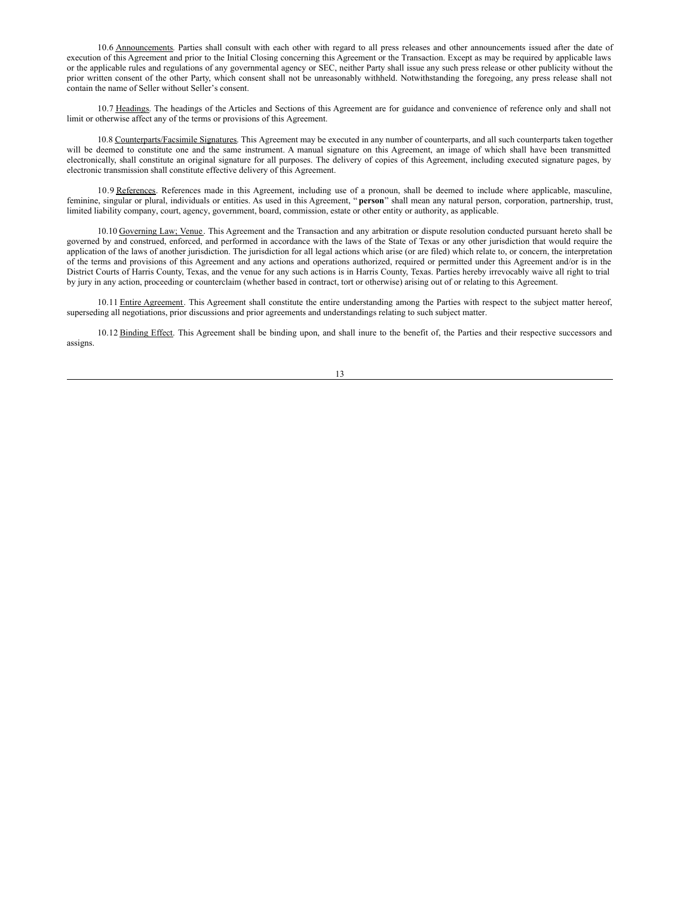10.6 Announcements. Parties shall consult with each other with regard to all press releases and other announcements issued after the date of execution of this Agreement and prior to the Initial Closing concerning this Agreement or the Transaction. Except as may be required by applicable laws or the applicable rules and regulations of any governmental agency or SEC, neither Party shall issue any such press release or other publicity without the prior written consent of the other Party, which consent shall not be unreasonably withheld. Notwithstanding the foregoing, any press release shall not contain the name of Seller without Seller's consent.

10.7 Headings. The headings of the Articles and Sections of this Agreement are for guidance and convenience of reference only and shall not limit or otherwise affect any of the terms or provisions of this Agreement.

10.8 Counterparts/Facsimile Signatures. This Agreement may be executed in any number of counterparts, and all such counterparts taken together will be deemed to constitute one and the same instrument. A manual signature on this Agreement, an image of which shall have been transmitted electronically, shall constitute an original signature for all purposes. The delivery of copies of this Agreement, including executed signature pages, by electronic transmission shall constitute effective delivery of this Agreement.

10.9 References. References made in this Agreement, including use of a pronoun, shall be deemed to include where applicable, masculine, feminine, singular or plural, individuals or entities. As used in this Agreement, "**person**" shall mean any natural person, corporation, partnership, trust, limited liability company, court, agency, government, board, commission, estate or other entity or authority, as applicable.

10.10 Governing Law; Venue. This Agreement and the Transaction and any arbitration or dispute resolution conducted pursuant hereto shall be governed by and construed, enforced, and performed in accordance with the laws of the State of Texas or any other jurisdiction that would require the application of the laws of another jurisdiction. The jurisdiction for all legal actions which arise (or are filed) which relate to, or concern, the interpretation of the terms and provisions of this Agreement and any actions and operations authorized, required or permitted under this Agreement and/or is in the District Courts of Harris County, Texas, and the venue for any such actions is in Harris County, Texas. Parties hereby irrevocably waive all right to trial by jury in any action, proceeding or counterclaim (whether based in contract, tort or otherwise) arising out of or relating to this Agreement.

10.11 Entire Agreement. This Agreement shall constitute the entire understanding among the Parties with respect to the subject matter hereof, superseding all negotiations, prior discussions and prior agreements and understandings relating to such subject matter.

10.12 Binding Effect. This Agreement shall be binding upon, and shall inure to the benefit of, the Parties and their respective successors and assigns.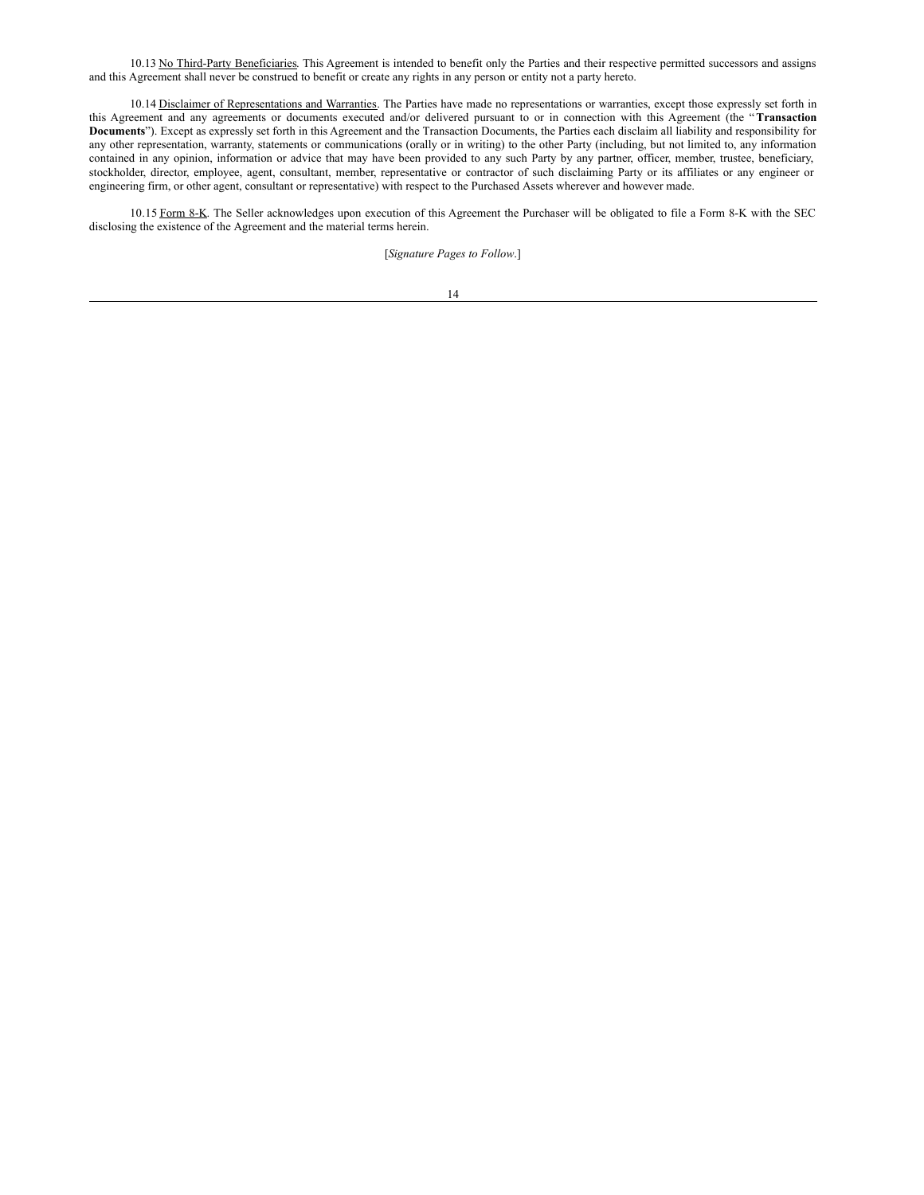10.13 No Third-Party Beneficiaries. This Agreement is intended to benefit only the Parties and their respective permitted successors and assigns and this Agreement shall never be construed to benefit or create any rights in any person or entity not a party hereto.

10.14 Disclaimer of Representations and Warranties. The Parties have made no representations or warranties, except those expressly set forth in this Agreement and any agreements or documents executed and/or delivered pursuant to or in connection with this Agreement (the "**Transaction Documents**"). Except as expressly set forth in this Agreement and the Transaction Documents, the Parties each disclaim all liability and responsibility for any other representation, warranty, statements or communications (orally or in writing) to the other Party (including, but not limited to, any information contained in any opinion, information or advice that may have been provided to any such Party by any partner, officer, member, trustee, beneficiary, stockholder, director, employee, agent, consultant, member, representative or contractor of such disclaiming Party or its affiliates or any engineer or engineering firm, or other agent, consultant or representative) with respect to the Purchased Assets wherever and however made.

10.15 Form 8-K. The Seller acknowledges upon execution of this Agreement the Purchaser will be obligated to file a Form 8-K with the SEC disclosing the existence of the Agreement and the material terms herein.

[*Signature Pages to Follow.*]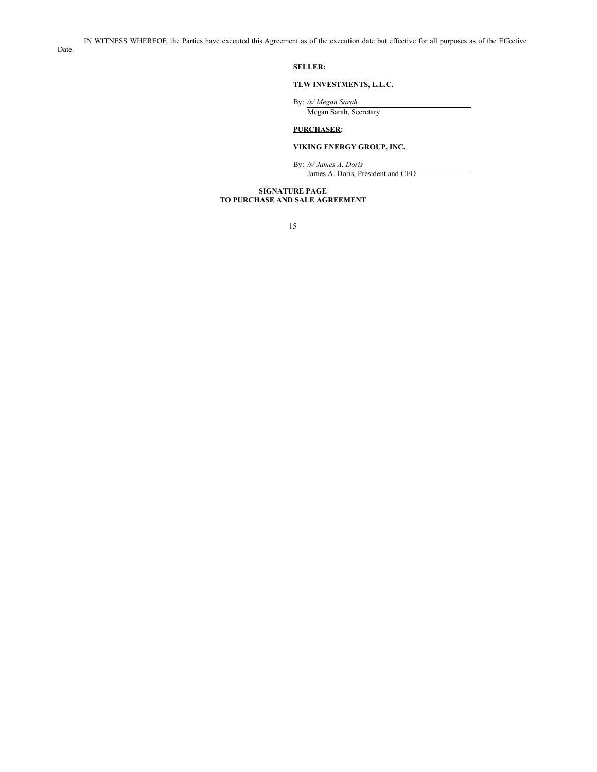IN WITNESS WHEREOF, the Parties have executed this Agreement as of the execution date but effective for all purposes as of the Effective Date.

**SELLER:**

**TLW INVESTMENTS, L.L.C.**

By: */s/ Megan Sarah*
Megan Sarah, Secretary

**PURCHASER:**

**VIKING ENERGY GROUP, INC.**

By: */s/ James A. Doris*
James A. Doris, President and CEO

**SIGNATURE PAGE
TO PURCHASE AND SALE AGREEMENT**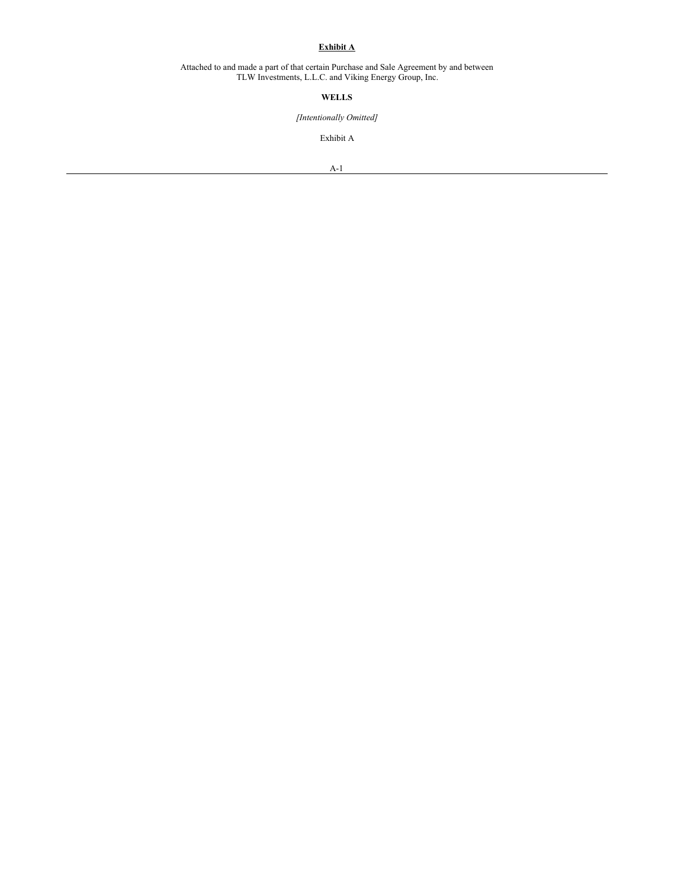**Exhibit A**

Attached to and made a part of that certain Purchase and Sale Agreement by and between TLW Investments, L.L.C. and Viking Energy Group, Inc.

**WELLS**

*[Intentionally Omitted]*

Exhibit A